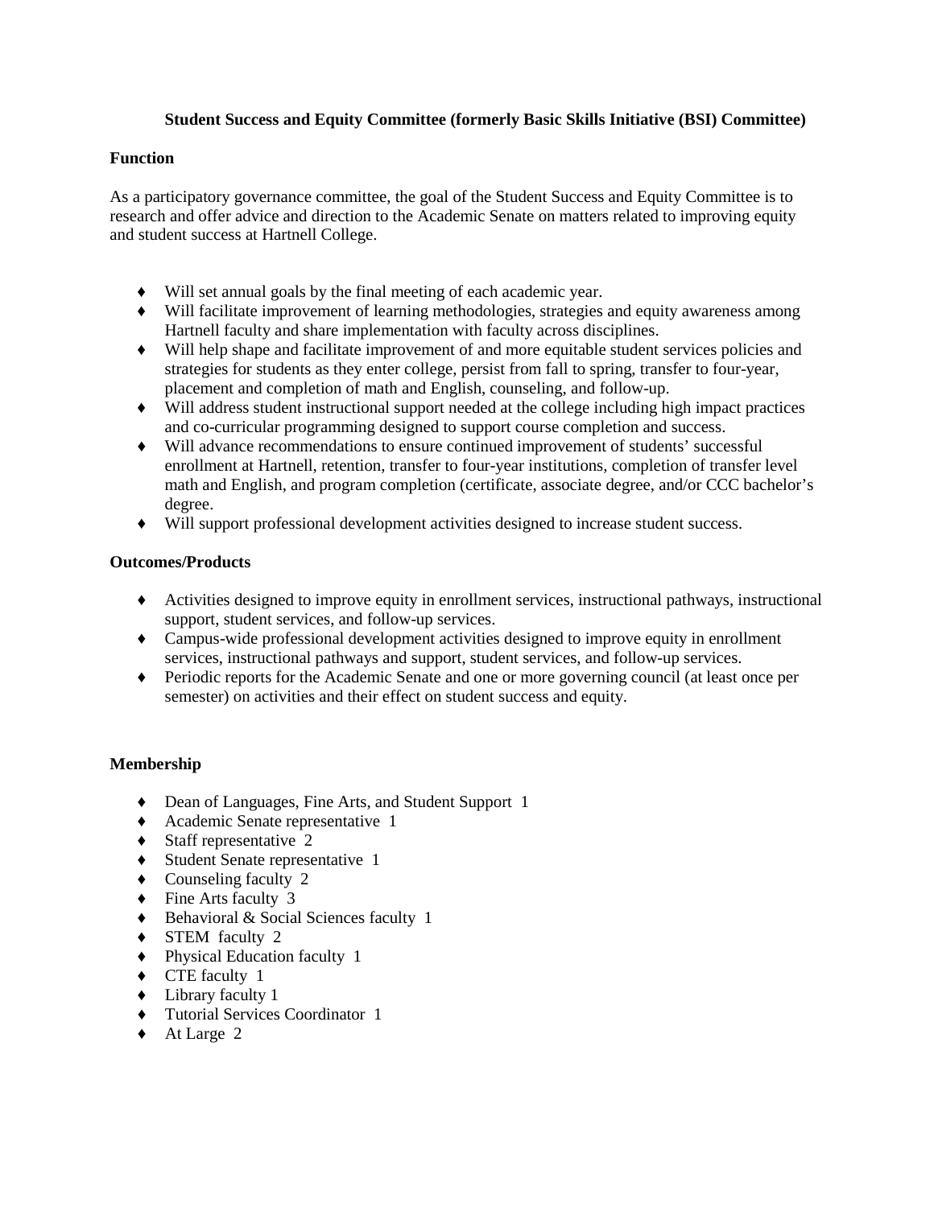**Student Success and Equity Committee (formerly Basic Skills Initiative (BSI) Committee)**

**Function**

As a participatory governance committee, the goal of the Student Success and Equity Committee is to research and offer advice and direction to the Academic Senate on matters related to improving equity and student success at Hartnell College.

- Will set annual goals by the final meeting of each academic year.
- Will facilitate improvement of learning methodologies, strategies and equity awareness among Hartnell faculty and share implementation with faculty across disciplines.
- Will help shape and facilitate improvement of and more equitable student services policies and strategies for students as they enter college, persist from fall to spring, transfer to four-year, placement and completion of math and English, counseling, and follow-up.
- Will address student instructional support needed at the college including high impact practices and co-curricular programming designed to support course completion and success.
- Will advance recommendations to ensure continued improvement of students' successful enrollment at Hartnell, retention, transfer to four-year institutions, completion of transfer level math and English, and program completion (certificate, associate degree, and/or CCC bachelor's degree.
- Will support professional development activities designed to increase student success.

**Outcomes/Products**

- Activities designed to improve equity in enrollment services, instructional pathways, instructional support, student services, and follow-up services.
- Campus-wide professional development activities designed to improve equity in enrollment services, instructional pathways and support, student services, and follow-up services.
- Periodic reports for the Academic Senate and one or more governing council (at least once per semester) on activities and their effect on student success and equity.

**Membership**

- Dean of Languages, Fine Arts, and Student Support 1
- Academic Senate representative 1
- Staff representative 2
- Student Senate representative 1
- Counseling faculty 2
- Fine Arts faculty 3
- Behavioral & Social Sciences faculty 1
- STEM faculty 2
- Physical Education faculty 1
- CTE faculty 1
- Library faculty 1
- Tutorial Services Coordinator 1
- At Large 2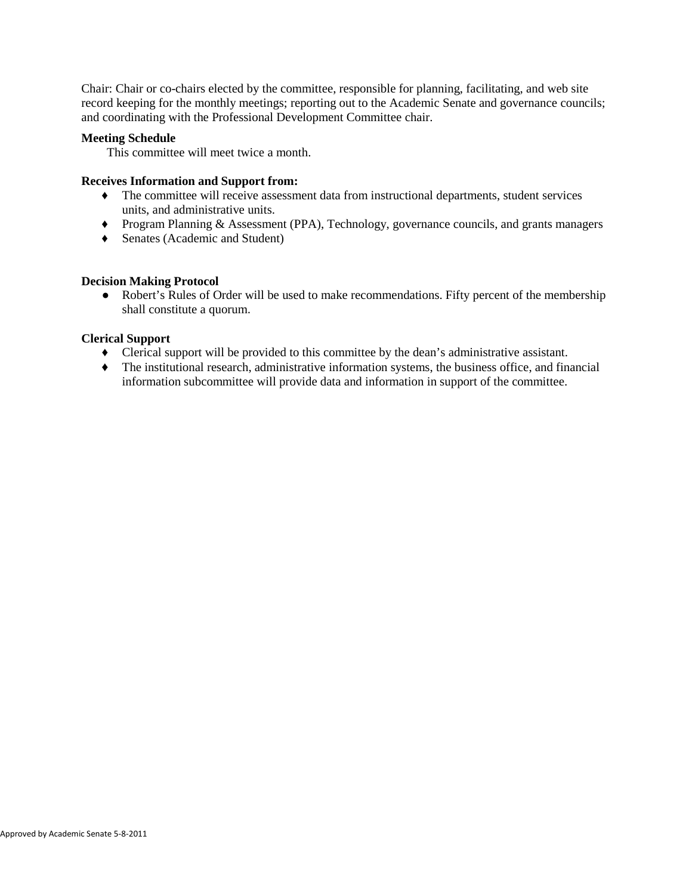Chair: Chair or co-chairs elected by the committee, responsible for planning, facilitating, and web site record keeping for the monthly meetings; reporting out to the Academic Senate and governance councils; and coordinating with the Professional Development Committee chair.

**Meeting Schedule**

This committee will meet twice a month.

**Receives Information and Support from:**

- The committee will receive assessment data from instructional departments, student services units, and administrative units.
- Program Planning & Assessment (PPA), Technology, governance councils, and grants managers
- Senates (Academic and Student)

**Decision Making Protocol**

- Robert's Rules of Order will be used to make recommendations. Fifty percent of the membership shall constitute a quorum.

**Clerical Support**

- Clerical support will be provided to this committee by the dean's administrative assistant.
- The institutional research, administrative information systems, the business office, and financial information subcommittee will provide data and information in support of the committee.

Approved by Academic Senate 5-8-2011